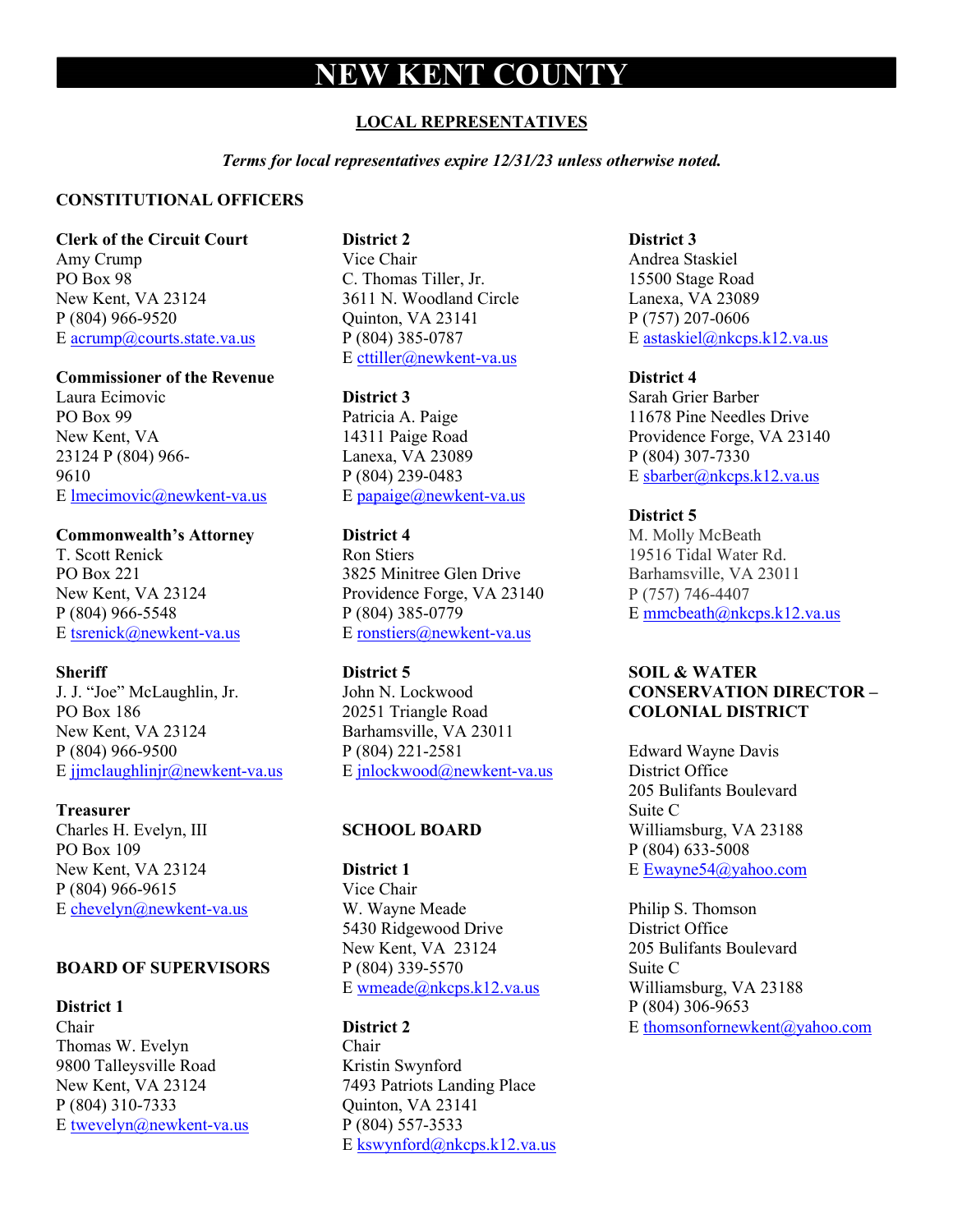# NEW KENT COUNTY

## LOCAL REPRESENTATIVES

*Terms for local representatives expire 12/31/23 unless otherwise noted.*

### CONSTITUTIONAL OFFICERS

**Clerk of the Circuit Court**
Amy Crump
PO Box 98
New Kent, VA 23124
P (804) 966-9520
E acrump@courts.state.va.us

**Commissioner of the Revenue**
Laura Ecimovic
PO Box 99
New Kent, VA
23124 P (804) 966-
9610
E lmecimovic@newkent-va.us

**Commonwealth's Attorney**
T. Scott Renick
PO Box 221
New Kent, VA 23124
P (804) 966-5548
E tsrenick@newkent-va.us

**Sheriff**
J. J. "Joe" McLaughlin, Jr.
PO Box 186
New Kent, VA 23124
P (804) 966-9500
E jjmclaughlinjr@newkent-va.us

**Treasurer**
Charles H. Evelyn, III
PO Box 109
New Kent, VA 23124
P (804) 966-9615
E chevelyn@newkent-va.us

### BOARD OF SUPERVISORS

**District 1**
Chair
Thomas W. Evelyn
9800 Talleysville Road
New Kent, VA 23124
P (804) 310-7333
E twevelyn@newkent-va.us

**District 2**
Vice Chair
C. Thomas Tiller, Jr.
3611 N. Woodland Circle
Quinton, VA 23141
P (804) 385-0787
E cttiller@newkent-va.us

**District 3**
Patricia A. Paige
14311 Paige Road
Lanexa, VA 23089
P (804) 239-0483
E papaige@newkent-va.us

**District 4**
Ron Stiers
3825 Minitree Glen Drive
Providence Forge, VA 23140
P (804) 385-0779
E ronstiers@newkent-va.us

**District 5**
John N. Lockwood
20251 Triangle Road
Barhamsville, VA 23011
P (804) 221-2581
E jnlockwood@newkent-va.us

### SCHOOL BOARD

**District 1**
Vice Chair
W. Wayne Meade
5430 Ridgewood Drive
New Kent, VA 23124
P (804) 339-5570
E wmeade@nkcps.k12.va.us

**District 2**
Chair
Kristin Swynford
7493 Patriots Landing Place
Quinton, VA 23141
P (804) 557-3533
E kswynford@nkcps.k12.va.us

**District 3**
Andrea Staskiel
15500 Stage Road
Lanexa, VA 23089
P (757) 207-0606
E astaskiel@nkcps.k12.va.us

**District 4**
Sarah Grier Barber
11678 Pine Needles Drive
Providence Forge, VA 23140
P (804) 307-7330
E sbarber@nkcps.k12.va.us

**District 5**
M. Molly McBeath
19516 Tidal Water Rd.
Barhamsville, VA 23011
P (757) 746-4407
E mmcbeath@nkcps.k12.va.us

### SOIL & WATER CONSERVATION DIRECTOR – COLONIAL DISTRICT

Edward Wayne Davis
District Office
205 Bulifants Boulevard
Suite C
Williamsburg, VA 23188
P (804) 633-5008
E Ewayne54@yahoo.com

Philip S. Thomson
District Office
205 Bulifants Boulevard
Suite C
Williamsburg, VA 23188
P (804) 306-9653
E thomsonfornewkent@yahoo.com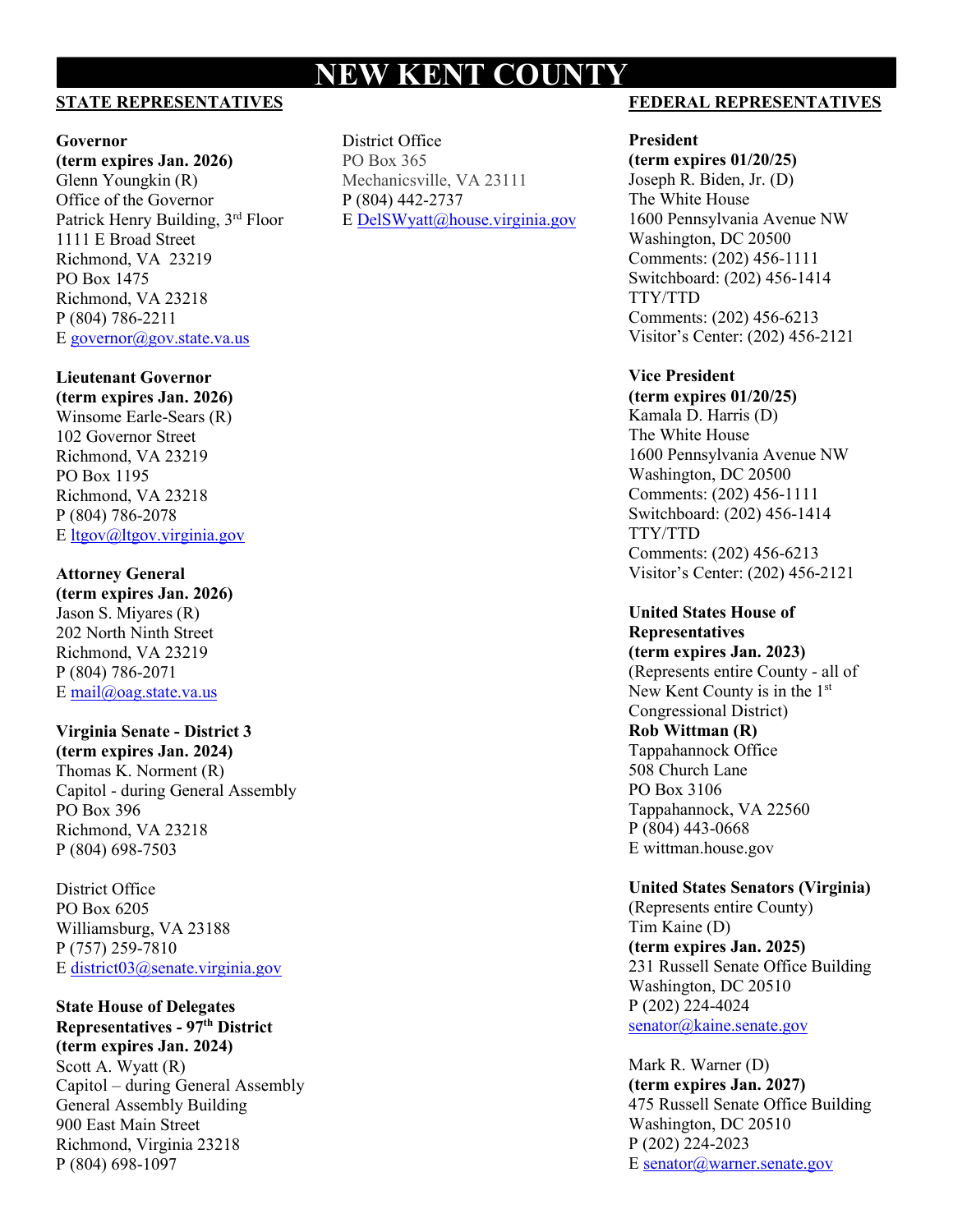# NEW KENT COUNTY

## STATE REPRESENTATIVES

**Governor**
**(term expires Jan. 2026)**
Glenn Youngkin (R)
Office of the Governor
Patrick Henry Building, 3rd Floor
1111 E Broad Street
Richmond, VA 23219
PO Box 1475
Richmond, VA 23218
P (804) 786-2211
E governor@gov.state.va.us

**Lieutenant Governor**
**(term expires Jan. 2026)**
Winsome Earle-Sears (R)
102 Governor Street
Richmond, VA 23219
PO Box 1195
Richmond, VA 23218
P (804) 786-2078
E ltgov@ltgov.virginia.gov

**Attorney General**
**(term expires Jan. 2026)**
Jason S. Miyares (R)
202 North Ninth Street
Richmond, VA 23219
P (804) 786-2071
E mail@oag.state.va.us

**Virginia Senate - District 3**
**(term expires Jan. 2024)**
Thomas K. Norment (R)
Capitol - during General Assembly
PO Box 396
Richmond, VA 23218
P (804) 698-7503

District Office
PO Box 6205
Williamsburg, VA 23188
P (757) 259-7810
E district03@senate.virginia.gov

**State House of Delegates**
**Representatives - 97th District**
**(term expires Jan. 2024)**
Scott A. Wyatt (R)
Capitol – during General Assembly
General Assembly Building
900 East Main Street
Richmond, Virginia 23218
P (804) 698-1097

District Office
PO Box 365
Mechanicsville, VA 23111
P (804) 442-2737
E DelSWyatt@house.virginia.gov

## FEDERAL REPRESENTATIVES

**President**
**(term expires 01/20/25)**
Joseph R. Biden, Jr. (D)
The White House
1600 Pennsylvania Avenue NW
Washington, DC 20500
Comments: (202) 456-1111
Switchboard: (202) 456-1414
TTY/TTD
Comments: (202) 456-6213
Visitor's Center: (202) 456-2121

**Vice President**
**(term expires 01/20/25)**
Kamala D. Harris (D)
The White House
1600 Pennsylvania Avenue NW
Washington, DC 20500
Comments: (202) 456-1111
Switchboard: (202) 456-1414
TTY/TTD
Comments: (202) 456-6213
Visitor's Center: (202) 456-2121

**United States House of Representatives**
**(term expires Jan. 2023)**
(Represents entire County - all of New Kent County is in the 1st Congressional District)
**Rob Wittman (R)**
Tappahannock Office
508 Church Lane
PO Box 3106
Tappahannock, VA 22560
P (804) 443-0668
E wittman.house.gov

**United States Senators (Virginia)**
(Represents entire County)
Tim Kaine (D)
**(term expires Jan. 2025)**
231 Russell Senate Office Building
Washington, DC 20510
P (202) 224-4024
senator@kaine.senate.gov

Mark R. Warner (D)
**(term expires Jan. 2027)**
475 Russell Senate Office Building
Washington, DC 20510
P (202) 224-2023
E senator@warner.senate.gov